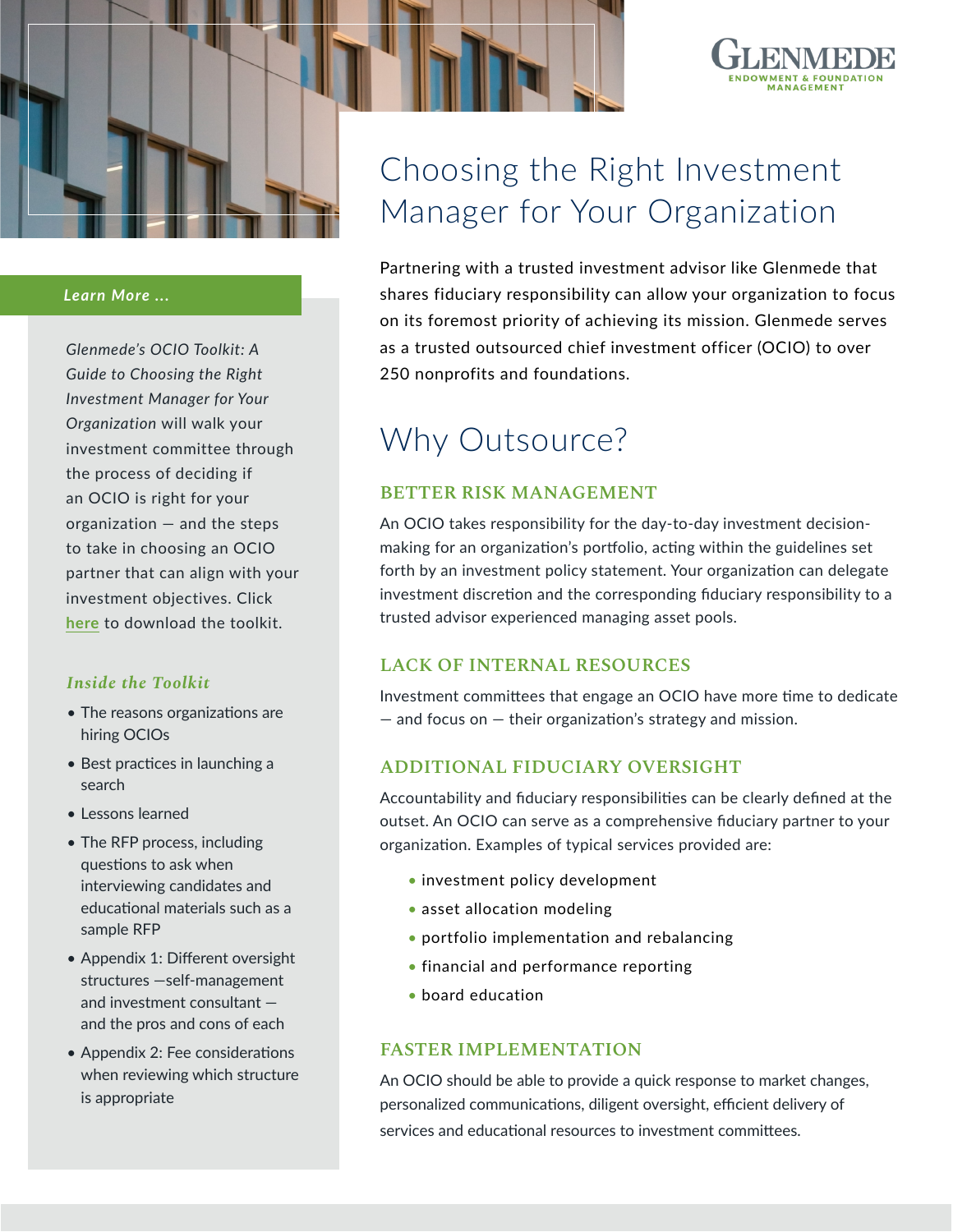# Choosing the Right Investment Manager for Your Organization

Partnering with a trusted investment advisor like Glenmede that shares fiduciary responsibility can allow your organization to focus on its foremost priority of achieving its mission. Glenmede serves as a trusted outsourced chief investment officer (OCIO) to over 250 nonprofits and foundations.

## Why Outsource?

### BETTER RISK MANAGEMENT

An OCIO takes responsibility for the day-to-day investment decision-making for an organization's portfolio, acting within the guidelines set forth by an investment policy statement. Your organization can delegate investment discretion and the corresponding fiduciary responsibility to a trusted advisor experienced managing asset pools.

### LACK OF INTERNAL RESOURCES

Investment committees that engage an OCIO have more time to dedicate — and focus on — their organization's strategy and mission.

### ADDITIONAL FIDUCIARY OVERSIGHT

Accountability and fiduciary responsibilities can be clearly defined at the outset. An OCIO can serve as a comprehensive fiduciary partner to your organization. Examples of typical services provided are:

- investment policy development
- asset allocation modeling
- portfolio implementation and rebalancing
- financial and performance reporting
- board education

### FASTER IMPLEMENTATION

An OCIO should be able to provide a quick response to market changes, personalized communications, diligent oversight, efficient delivery of services and educational resources to investment committees.

***Learn More ...***

*Glenmede's OCIO Toolkit: A Guide to Choosing the Right Investment Manager for Your Organization* will walk your investment committee through the process of deciding if an OCIO is right for your organization — and the steps to take in choosing an OCIO partner that can align with your investment objectives. Click here to download the toolkit.

***Inside the Toolkit***

- The reasons organizations are hiring OCIOs
- Best practices in launching a search
- Lessons learned
- The RFP process, including questions to ask when interviewing candidates and educational materials such as a sample RFP
- Appendix 1: Different oversight structures —self-management and investment consultant — and the pros and cons of each
- Appendix 2: Fee considerations when reviewing which structure is appropriate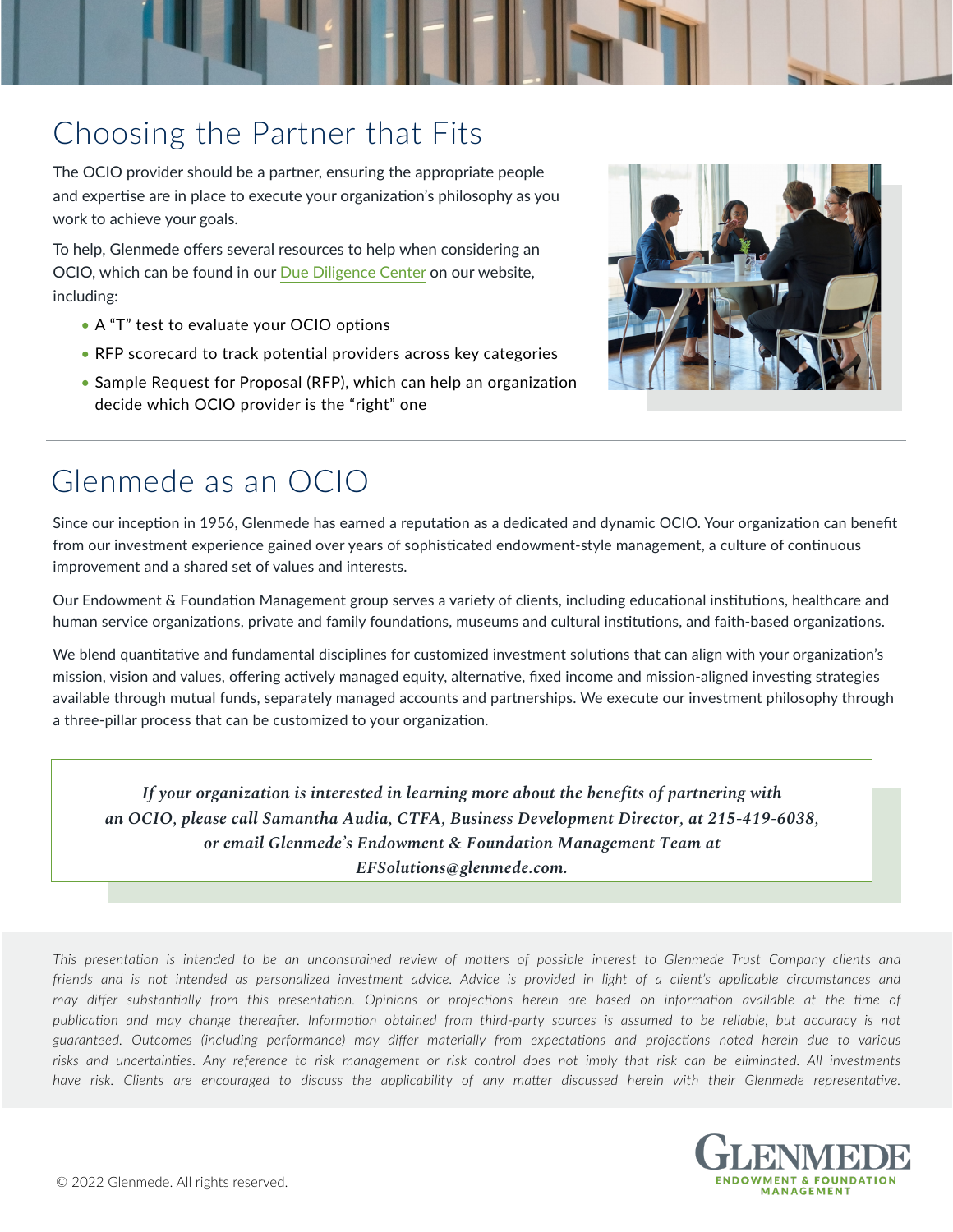## Choosing the Partner that Fits

The OCIO provider should be a partner, ensuring the appropriate people and expertise are in place to execute your organization's philosophy as you work to achieve your goals.

To help, Glenmede offers several resources to help when considering an OCIO, which can be found in our Due Diligence Center on our website, including:

- A "T" test to evaluate your OCIO options
- RFP scorecard to track potential providers across key categories
- Sample Request for Proposal (RFP), which can help an organization decide which OCIO provider is the "right" one

## Glenmede as an OCIO

Since our inception in 1956, Glenmede has earned a reputation as a dedicated and dynamic OCIO. Your organization can benefit from our investment experience gained over years of sophisticated endowment-style management, a culture of continuous improvement and a shared set of values and interests.

Our Endowment & Foundation Management group serves a variety of clients, including educational institutions, healthcare and human service organizations, private and family foundations, museums and cultural institutions, and faith-based organizations.

We blend quantitative and fundamental disciplines for customized investment solutions that can align with your organization's mission, vision and values, offering actively managed equity, alternative, fixed income and mission-aligned investing strategies available through mutual funds, separately managed accounts and partnerships. We execute our investment philosophy through a three-pillar process that can be customized to your organization.

*If your organization is interested in learning more about the benefits of partnering with an OCIO, please call Samantha Audia, CTFA, Business Development Director, at 215-419-6038, or email Glenmede's Endowment & Foundation Management Team at EFSolutions@glenmede.com.*

*This presentation is intended to be an unconstrained review of matters of possible interest to Glenmede Trust Company clients and friends and is not intended as personalized investment advice. Advice is provided in light of a client's applicable circumstances and may differ substantially from this presentation. Opinions or projections herein are based on information available at the time of publication and may change thereafter. Information obtained from third-party sources is assumed to be reliable, but accuracy is not guaranteed. Outcomes (including performance) may differ materially from expectations and projections noted herein due to various risks and uncertainties. Any reference to risk management or risk control does not imply that risk can be eliminated. All investments have risk. Clients are encouraged to discuss the applicability of any matter discussed herein with their Glenmede representative.*

© 2022 Glenmede. All rights reserved.

GLENMEDE
ENDOWMENT & FOUNDATION MANAGEMENT